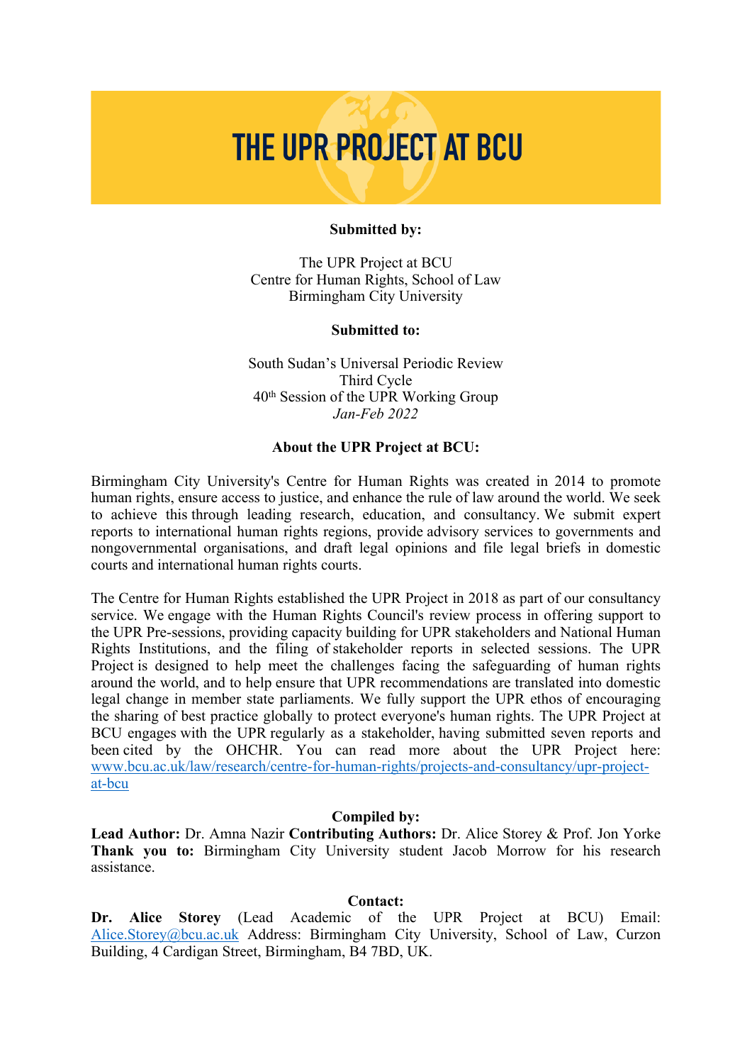# THE UPR PROJECT AT BCU

**Submitted by:**

The UPR Project at BCU
Centre for Human Rights, School of Law
Birmingham City University

**Submitted to:**

South Sudan's Universal Periodic Review
Third Cycle
40th Session of the UPR Working Group
*Jan-Feb 2022*

**About the UPR Project at BCU:**

Birmingham City University's Centre for Human Rights was created in 2014 to promote human rights, ensure access to justice, and enhance the rule of law around the world. We seek to achieve this through leading research, education, and consultancy. We submit expert reports to international human rights regions, provide advisory services to governments and nongovernmental organisations, and draft legal opinions and file legal briefs in domestic courts and international human rights courts.

The Centre for Human Rights established the UPR Project in 2018 as part of our consultancy service. We engage with the Human Rights Council's review process in offering support to the UPR Pre-sessions, providing capacity building for UPR stakeholders and National Human Rights Institutions, and the filing of stakeholder reports in selected sessions. The UPR Project is designed to help meet the challenges facing the safeguarding of human rights around the world, and to help ensure that UPR recommendations are translated into domestic legal change in member state parliaments. We fully support the UPR ethos of encouraging the sharing of best practice globally to protect everyone's human rights. The UPR Project at BCU engages with the UPR regularly as a stakeholder, having submitted seven reports and been cited by the OHCHR. You can read more about the UPR Project here: www.bcu.ac.uk/law/research/centre-for-human-rights/projects-and-consultancy/upr-project-at-bcu

**Compiled by:**

**Lead Author:** Dr. Amna Nazir **Contributing Authors:** Dr. Alice Storey & Prof. Jon Yorke **Thank you to:** Birmingham City University student Jacob Morrow for his research assistance.

**Contact:**

**Dr. Alice Storey** (Lead Academic of the UPR Project at BCU) Email: Alice.Storey@bcu.ac.uk Address: Birmingham City University, School of Law, Curzon Building, 4 Cardigan Street, Birmingham, B4 7BD, UK.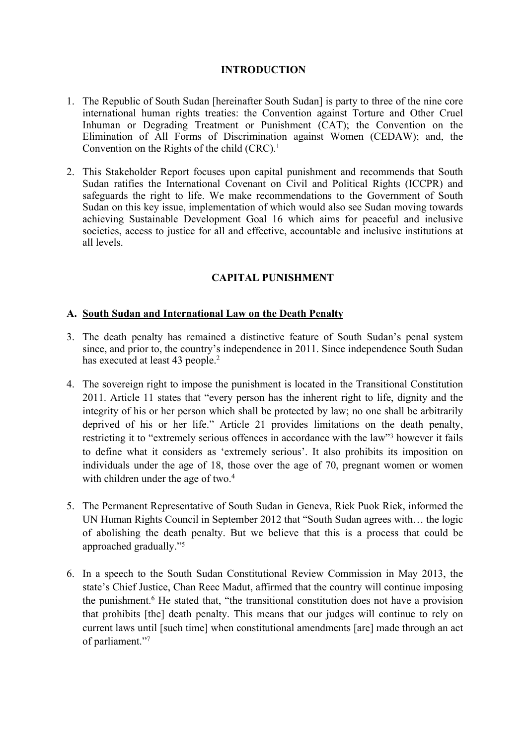## INTRODUCTION

1. The Republic of South Sudan [hereinafter South Sudan] is party to three of the nine core international human rights treaties: the Convention against Torture and Other Cruel Inhuman or Degrading Treatment or Punishment (CAT); the Convention on the Elimination of All Forms of Discrimination against Women (CEDAW); and, the Convention on the Rights of the child (CRC).[1]

2. This Stakeholder Report focuses upon capital punishment and recommends that South Sudan ratifies the International Covenant on Civil and Political Rights (ICCPR) and safeguards the right to life. We make recommendations to the Government of South Sudan on this key issue, implementation of which would also see Sudan moving towards achieving Sustainable Development Goal 16 which aims for peaceful and inclusive societies, access to justice for all and effective, accountable and inclusive institutions at all levels.

## CAPITAL PUNISHMENT

### A. South Sudan and International Law on the Death Penalty

3. The death penalty has remained a distinctive feature of South Sudan's penal system since, and prior to, the country's independence in 2011. Since independence South Sudan has executed at least 43 people.[2]

4. The sovereign right to impose the punishment is located in the Transitional Constitution 2011. Article 11 states that "every person has the inherent right to life, dignity and the integrity of his or her person which shall be protected by law; no one shall be arbitrarily deprived of his or her life." Article 21 provides limitations on the death penalty, restricting it to "extremely serious offences in accordance with the law"[3] however it fails to define what it considers as 'extremely serious'. It also prohibits its imposition on individuals under the age of 18, those over the age of 70, pregnant women or women with children under the age of two.[4]

5. The Permanent Representative of South Sudan in Geneva, Riek Puok Riek, informed the UN Human Rights Council in September 2012 that "South Sudan agrees with… the logic of abolishing the death penalty. But we believe that this is a process that could be approached gradually."[5]

6. In a speech to the South Sudan Constitutional Review Commission in May 2013, the state's Chief Justice, Chan Reec Madut, affirmed that the country will continue imposing the punishment.[6] He stated that, "the transitional constitution does not have a provision that prohibits [the] death penalty. This means that our judges will continue to rely on current laws until [such time] when constitutional amendments [are] made through an act of parliament."[7]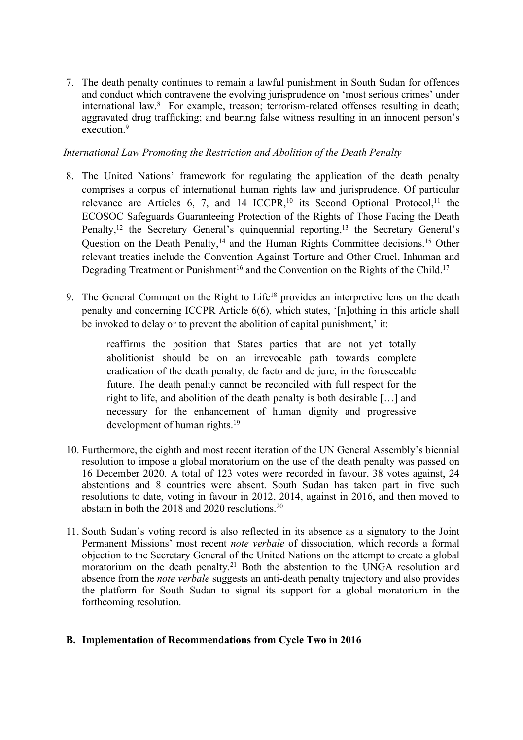7. The death penalty continues to remain a lawful punishment in South Sudan for offences and conduct which contravene the evolving jurisprudence on 'most serious crimes' under international law.[8] For example, treason; terrorism-related offenses resulting in death; aggravated drug trafficking; and bearing false witness resulting in an innocent person's execution.[9]

*International Law Promoting the Restriction and Abolition of the Death Penalty*

8. The United Nations' framework for regulating the application of the death penalty comprises a corpus of international human rights law and jurisprudence. Of particular relevance are Articles 6, 7, and 14 ICCPR,[10] its Second Optional Protocol,[11] the ECOSOC Safeguards Guaranteeing Protection of the Rights of Those Facing the Death Penalty,[12] the Secretary General's quinquennial reporting,[13] the Secretary General's Question on the Death Penalty,[14] and the Human Rights Committee decisions.[15] Other relevant treaties include the Convention Against Torture and Other Cruel, Inhuman and Degrading Treatment or Punishment[16] and the Convention on the Rights of the Child.[17]

9. The General Comment on the Right to Life[18] provides an interpretive lens on the death penalty and concerning ICCPR Article 6(6), which states, '[n]othing in this article shall be invoked to delay or to prevent the abolition of capital punishment,' it:

> reaffirms the position that States parties that are not yet totally abolitionist should be on an irrevocable path towards complete eradication of the death penalty, de facto and de jure, in the foreseeable future. The death penalty cannot be reconciled with full respect for the right to life, and abolition of the death penalty is both desirable […] and necessary for the enhancement of human dignity and progressive development of human rights.[19]

10. Furthermore, the eighth and most recent iteration of the UN General Assembly's biennial resolution to impose a global moratorium on the use of the death penalty was passed on 16 December 2020. A total of 123 votes were recorded in favour, 38 votes against, 24 abstentions and 8 countries were absent. South Sudan has taken part in five such resolutions to date, voting in favour in 2012, 2014, against in 2016, and then moved to abstain in both the 2018 and 2020 resolutions.[20]

11. South Sudan's voting record is also reflected in its absence as a signatory to the Joint Permanent Missions' most recent *note verbale* of dissociation, which records a formal objection to the Secretary General of the United Nations on the attempt to create a global moratorium on the death penalty.[21] Both the abstention to the UNGA resolution and absence from the *note verbale* suggests an anti-death penalty trajectory and also provides the platform for South Sudan to signal its support for a global moratorium in the forthcoming resolution.

## B. <u>Implementation of Recommendations from Cycle Two in 2016</u>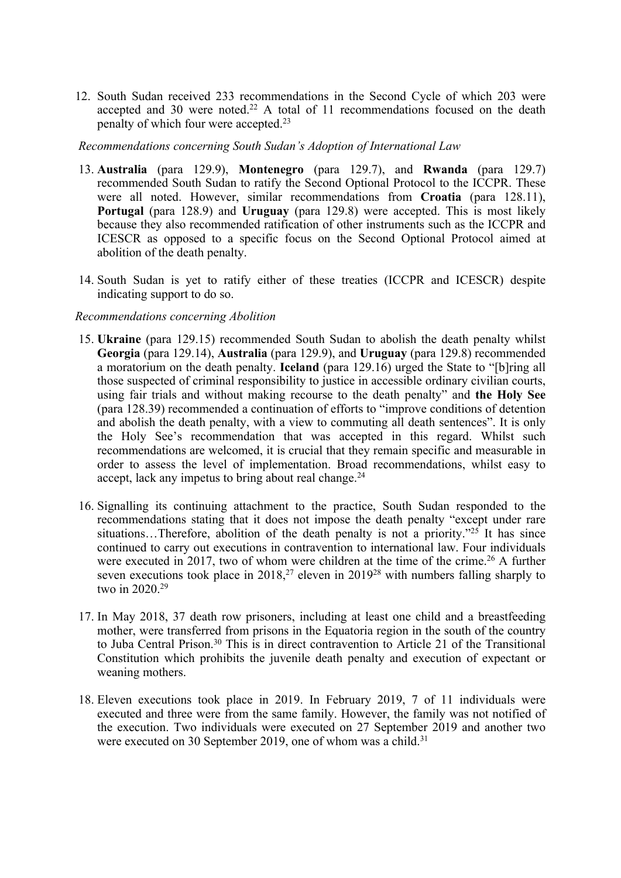12. South Sudan received 233 recommendations in the Second Cycle of which 203 were accepted and 30 were noted.[22] A total of 11 recommendations focused on the death penalty of which four were accepted.[23]

*Recommendations concerning South Sudan's Adoption of International Law*

13. **Australia** (para 129.9), **Montenegro** (para 129.7), and **Rwanda** (para 129.7) recommended South Sudan to ratify the Second Optional Protocol to the ICCPR. These were all noted. However, similar recommendations from **Croatia** (para 128.11), **Portugal** (para 128.9) and **Uruguay** (para 129.8) were accepted. This is most likely because they also recommended ratification of other instruments such as the ICCPR and ICESCR as opposed to a specific focus on the Second Optional Protocol aimed at abolition of the death penalty.

14. South Sudan is yet to ratify either of these treaties (ICCPR and ICESCR) despite indicating support to do so.

*Recommendations concerning Abolition*

15. **Ukraine** (para 129.15) recommended South Sudan to abolish the death penalty whilst **Georgia** (para 129.14), **Australia** (para 129.9), and **Uruguay** (para 129.8) recommended a moratorium on the death penalty. **Iceland** (para 129.16) urged the State to "[b]ring all those suspected of criminal responsibility to justice in accessible ordinary civilian courts, using fair trials and without making recourse to the death penalty" and **the Holy See** (para 128.39) recommended a continuation of efforts to "improve conditions of detention and abolish the death penalty, with a view to commuting all death sentences". It is only the Holy See's recommendation that was accepted in this regard. Whilst such recommendations are welcomed, it is crucial that they remain specific and measurable in order to assess the level of implementation. Broad recommendations, whilst easy to accept, lack any impetus to bring about real change.[24]

16. Signalling its continuing attachment to the practice, South Sudan responded to the recommendations stating that it does not impose the death penalty "except under rare situations…Therefore, abolition of the death penalty is not a priority."[25] It has since continued to carry out executions in contravention to international law. Four individuals were executed in 2017, two of whom were children at the time of the crime.[26] A further seven executions took place in 2018,[27] eleven in 2019[28] with numbers falling sharply to two in 2020.[29]

17. In May 2018, 37 death row prisoners, including at least one child and a breastfeeding mother, were transferred from prisons in the Equatoria region in the south of the country to Juba Central Prison.[30] This is in direct contravention to Article 21 of the Transitional Constitution which prohibits the juvenile death penalty and execution of expectant or weaning mothers.

18. Eleven executions took place in 2019. In February 2019, 7 of 11 individuals were executed and three were from the same family. However, the family was not notified of the execution. Two individuals were executed on 27 September 2019 and another two were executed on 30 September 2019, one of whom was a child.[31]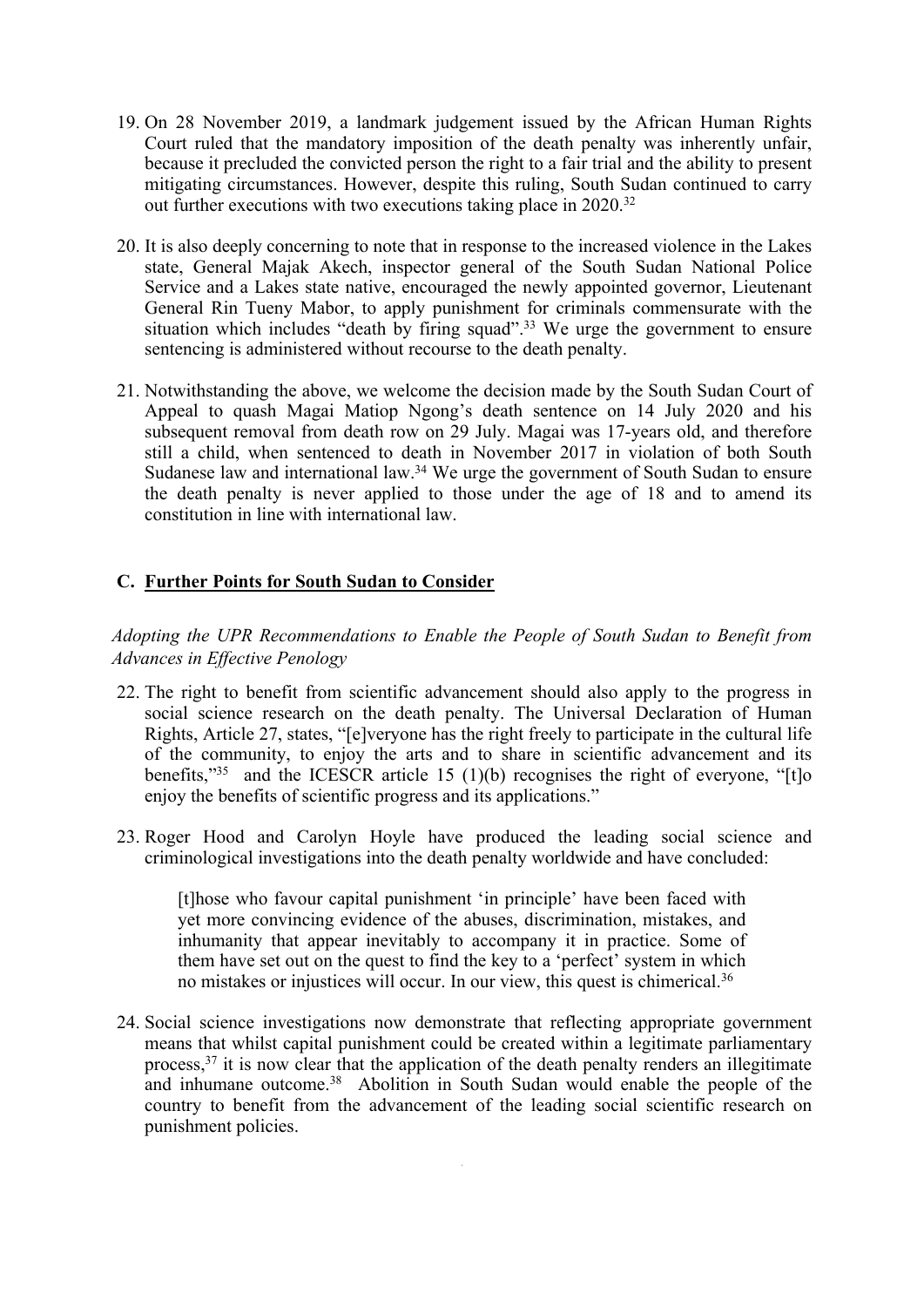19. On 28 November 2019, a landmark judgement issued by the African Human Rights Court ruled that the mandatory imposition of the death penalty was inherently unfair, because it precluded the convicted person the right to a fair trial and the ability to present mitigating circumstances. However, despite this ruling, South Sudan continued to carry out further executions with two executions taking place in 2020.[32]

20. It is also deeply concerning to note that in response to the increased violence in the Lakes state, General Majak Akech, inspector general of the South Sudan National Police Service and a Lakes state native, encouraged the newly appointed governor, Lieutenant General Rin Tueny Mabor, to apply punishment for criminals commensurate with the situation which includes "death by firing squad".[33] We urge the government to ensure sentencing is administered without recourse to the death penalty.

21. Notwithstanding the above, we welcome the decision made by the South Sudan Court of Appeal to quash Magai Matiop Ngong's death sentence on 14 July 2020 and his subsequent removal from death row on 29 July. Magai was 17-years old, and therefore still a child, when sentenced to death in November 2017 in violation of both South Sudanese law and international law.[34] We urge the government of South Sudan to ensure the death penalty is never applied to those under the age of 18 and to amend its constitution in line with international law.

## C. Further Points for South Sudan to Consider

*Adopting the UPR Recommendations to Enable the People of South Sudan to Benefit from Advances in Effective Penology*

22. The right to benefit from scientific advancement should also apply to the progress in social science research on the death penalty. The Universal Declaration of Human Rights, Article 27, states, "[e]veryone has the right freely to participate in the cultural life of the community, to enjoy the arts and to share in scientific advancement and its benefits,"[35] and the ICESCR article 15 (1)(b) recognises the right of everyone, "[t]o enjoy the benefits of scientific progress and its applications."

23. Roger Hood and Carolyn Hoyle have produced the leading social science and criminological investigations into the death penalty worldwide and have concluded:

> [t]hose who favour capital punishment 'in principle' have been faced with yet more convincing evidence of the abuses, discrimination, mistakes, and inhumanity that appear inevitably to accompany it in practice. Some of them have set out on the quest to find the key to a 'perfect' system in which no mistakes or injustices will occur. In our view, this quest is chimerical.[36]

24. Social science investigations now demonstrate that reflecting appropriate government means that whilst capital punishment could be created within a legitimate parliamentary process,[37] it is now clear that the application of the death penalty renders an illegitimate and inhumane outcome.[38] Abolition in South Sudan would enable the people of the country to benefit from the advancement of the leading social scientific research on punishment policies.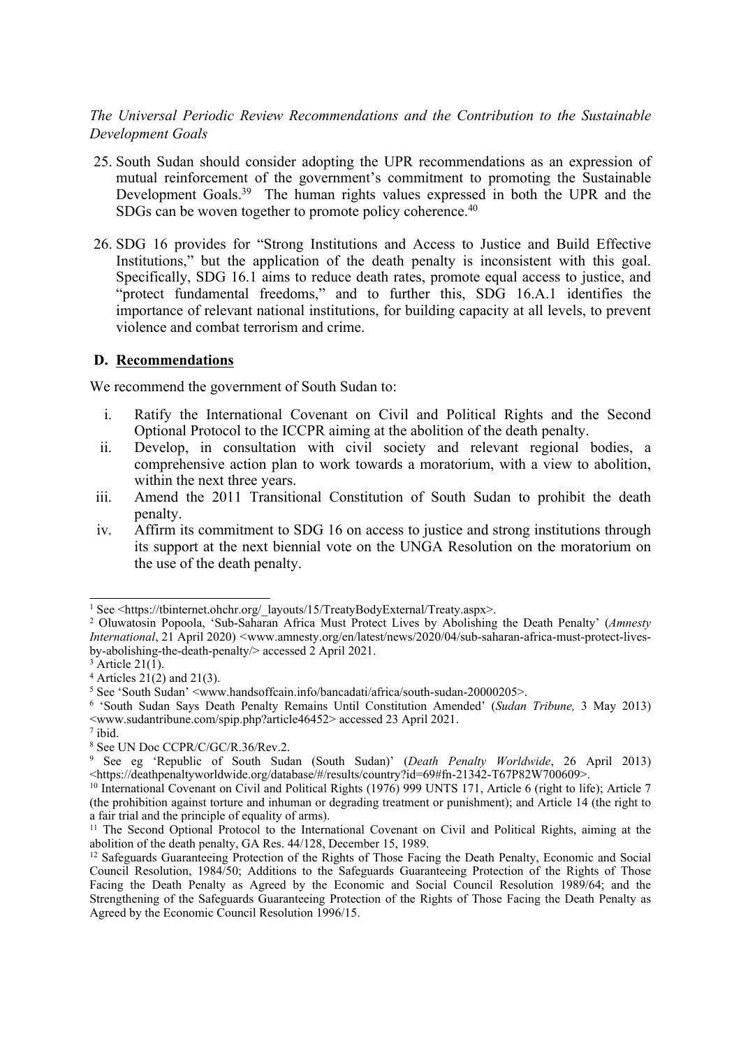*The Universal Periodic Review Recommendations and the Contribution to the Sustainable Development Goals*

25. South Sudan should consider adopting the UPR recommendations as an expression of mutual reinforcement of the government's commitment to promoting the Sustainable Development Goals.[39] The human rights values expressed in both the UPR and the SDGs can be woven together to promote policy coherence.[40]

26. SDG 16 provides for "Strong Institutions and Access to Justice and Build Effective Institutions," but the application of the death penalty is inconsistent with this goal. Specifically, SDG 16.1 aims to reduce death rates, promote equal access to justice, and "protect fundamental freedoms," and to further this, SDG 16.A.1 identifies the importance of relevant national institutions, for building capacity at all levels, to prevent violence and combat terrorism and crime.

## D. Recommendations

We recommend the government of South Sudan to:

i. Ratify the International Covenant on Civil and Political Rights and the Second Optional Protocol to the ICCPR aiming at the abolition of the death penalty.
ii. Develop, in consultation with civil society and relevant regional bodies, a comprehensive action plan to work towards a moratorium, with a view to abolition, within the next three years.
iii. Amend the 2011 Transitional Constitution of South Sudan to prohibit the death penalty.
iv. Affirm its commitment to SDG 16 on access to justice and strong institutions through its support at the next biennial vote on the UNGA Resolution on the moratorium on the use of the death penalty.

---

[1] See <https://tbinternet.ohchr.org/_layouts/15/TreatyBodyExternal/Treaty.aspx>.

[2] Oluwatosin Popoola, 'Sub-Saharan Africa Must Protect Lives by Abolishing the Death Penalty' (*Amnesty International*, 21 April 2020) <www.amnesty.org/en/latest/news/2020/04/sub-saharan-africa-must-protect-lives-by-abolishing-the-death-penalty/> accessed 2 April 2021.

[3] Article 21(1).

[4] Articles 21(2) and 21(3).

[5] See 'South Sudan' <www.handsoffcain.info/bancadati/africa/south-sudan-20000205>.

[6] 'South Sudan Says Death Penalty Remains Until Constitution Amended' (*Sudan Tribune,* 3 May 2013) <www.sudantribune.com/spip.php?article46452> accessed 23 April 2021.

[7] ibid.

[8] See UN Doc CCPR/C/GC/R.36/Rev.2.

[9] See eg 'Republic of South Sudan (South Sudan)' (*Death Penalty Worldwide*, 26 April 2013) <https://deathpenaltyworldwide.org/database/#/results/country?id=69#fn-21342-T67P82W700609>.

[10] International Covenant on Civil and Political Rights (1976) 999 UNTS 171, Article 6 (right to life); Article 7 (the prohibition against torture and inhuman or degrading treatment or punishment); and Article 14 (the right to a fair trial and the principle of equality of arms).

[11] The Second Optional Protocol to the International Covenant on Civil and Political Rights, aiming at the abolition of the death penalty, GA Res. 44/128, December 15, 1989.

[12] Safeguards Guaranteeing Protection of the Rights of Those Facing the Death Penalty, Economic and Social Council Resolution, 1984/50; Additions to the Safeguards Guaranteeing Protection of the Rights of Those Facing the Death Penalty as Agreed by the Economic and Social Council Resolution 1989/64; and the Strengthening of the Safeguards Guaranteeing Protection of the Rights of Those Facing the Death Penalty as Agreed by the Economic Council Resolution 1996/15.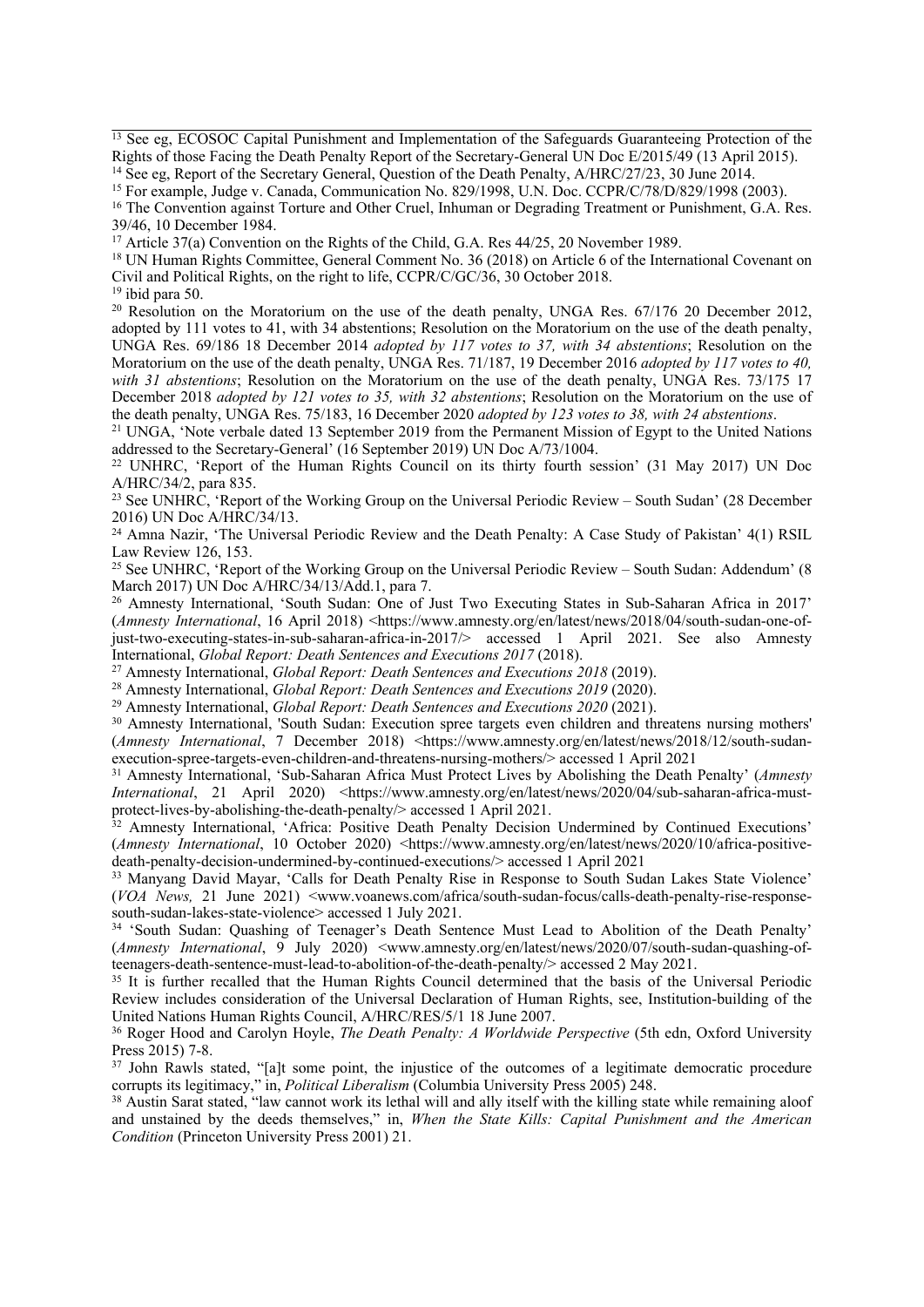[13] See eg, ECOSOC Capital Punishment and Implementation of the Safeguards Guaranteeing Protection of the Rights of those Facing the Death Penalty Report of the Secretary-General UN Doc E/2015/49 (13 April 2015).

[14] See eg, Report of the Secretary General, Question of the Death Penalty, A/HRC/27/23, 30 June 2014.

[15] For example, Judge v. Canada, Communication No. 829/1998, U.N. Doc. CCPR/C/78/D/829/1998 (2003).

[16] The Convention against Torture and Other Cruel, Inhuman or Degrading Treatment or Punishment, G.A. Res. 39/46, 10 December 1984.

[17] Article 37(a) Convention on the Rights of the Child, G.A. Res 44/25, 20 November 1989.

[18] UN Human Rights Committee, General Comment No. 36 (2018) on Article 6 of the International Covenant on Civil and Political Rights, on the right to life, CCPR/C/GC/36, 30 October 2018.

[19] ibid para 50.

[20] Resolution on the Moratorium on the use of the death penalty, UNGA Res. 67/176 20 December 2012, adopted by 111 votes to 41, with 34 abstentions; Resolution on the Moratorium on the use of the death penalty, UNGA Res. 69/186 18 December 2014 *adopted by 117 votes to 37, with 34 abstentions*; Resolution on the Moratorium on the use of the death penalty, UNGA Res. 71/187, 19 December 2016 *adopted by 117 votes to 40, with 31 abstentions*; Resolution on the Moratorium on the use of the death penalty, UNGA Res. 73/175 17 December 2018 *adopted by 121 votes to 35, with 32 abstentions*; Resolution on the Moratorium on the use of the death penalty, UNGA Res. 75/183, 16 December 2020 *adopted by 123 votes to 38, with 24 abstentions*.

[21] UNGA, 'Note verbale dated 13 September 2019 from the Permanent Mission of Egypt to the United Nations addressed to the Secretary-General' (16 September 2019) UN Doc A/73/1004.

[22] UNHRC, 'Report of the Human Rights Council on its thirty fourth session' (31 May 2017) UN Doc A/HRC/34/2, para 835.

[23] See UNHRC, 'Report of the Working Group on the Universal Periodic Review – South Sudan' (28 December 2016) UN Doc A/HRC/34/13.

[24] Amna Nazir, 'The Universal Periodic Review and the Death Penalty: A Case Study of Pakistan' 4(1) RSIL Law Review 126, 153.

[25] See UNHRC, 'Report of the Working Group on the Universal Periodic Review – South Sudan: Addendum' (8 March 2017) UN Doc A/HRC/34/13/Add.1, para 7.

[26] Amnesty International, 'South Sudan: One of Just Two Executing States in Sub-Saharan Africa in 2017' (*Amnesty International*, 16 April 2018) <https://www.amnesty.org/en/latest/news/2018/04/south-sudan-one-of-just-two-executing-states-in-sub-saharan-africa-in-2017/> accessed 1 April 2021. See also Amnesty International, *Global Report: Death Sentences and Executions 2017* (2018).

[27] Amnesty International, *Global Report: Death Sentences and Executions 2018* (2019).

[28] Amnesty International, *Global Report: Death Sentences and Executions 2019* (2020).

[29] Amnesty International, *Global Report: Death Sentences and Executions 2020* (2021).

[30] Amnesty International, 'South Sudan: Execution spree targets even children and threatens nursing mothers' (*Amnesty International*, 7 December 2018) <https://www.amnesty.org/en/latest/news/2018/12/south-sudan-execution-spree-targets-even-children-and-threatens-nursing-mothers/> accessed 1 April 2021

[31] Amnesty International, 'Sub-Saharan Africa Must Protect Lives by Abolishing the Death Penalty' (*Amnesty International*, 21 April 2020) <https://www.amnesty.org/en/latest/news/2020/04/sub-saharan-africa-must-protect-lives-by-abolishing-the-death-penalty/> accessed 1 April 2021.

[32] Amnesty International, 'Africa: Positive Death Penalty Decision Undermined by Continued Executions' (*Amnesty International*, 10 October 2020) <https://www.amnesty.org/en/latest/news/2020/10/africa-positive-death-penalty-decision-undermined-by-continued-executions/> accessed 1 April 2021

[33] Manyang David Mayar, 'Calls for Death Penalty Rise in Response to South Sudan Lakes State Violence' (*VOA News,* 21 June 2021) <www.voanews.com/africa/south-sudan-focus/calls-death-penalty-rise-response-south-sudan-lakes-state-violence> accessed 1 July 2021.

[34] 'South Sudan: Quashing of Teenager's Death Sentence Must Lead to Abolition of the Death Penalty' (*Amnesty International*, 9 July 2020) <www.amnesty.org/en/latest/news/2020/07/south-sudan-quashing-of-teenagers-death-sentence-must-lead-to-abolition-of-the-death-penalty/> accessed 2 May 2021.

[35] It is further recalled that the Human Rights Council determined that the basis of the Universal Periodic Review includes consideration of the Universal Declaration of Human Rights, see, Institution-building of the United Nations Human Rights Council, A/HRC/RES/5/1 18 June 2007.

[36] Roger Hood and Carolyn Hoyle, *The Death Penalty: A Worldwide Perspective* (5th edn, Oxford University Press 2015) 7-8.

[37] John Rawls stated, "[a]t some point, the injustice of the outcomes of a legitimate democratic procedure corrupts its legitimacy," in, *Political Liberalism* (Columbia University Press 2005) 248.

[38] Austin Sarat stated, "law cannot work its lethal will and ally itself with the killing state while remaining aloof and unstained by the deeds themselves," in, *When the State Kills: Capital Punishment and the American Condition* (Princeton University Press 2001) 21.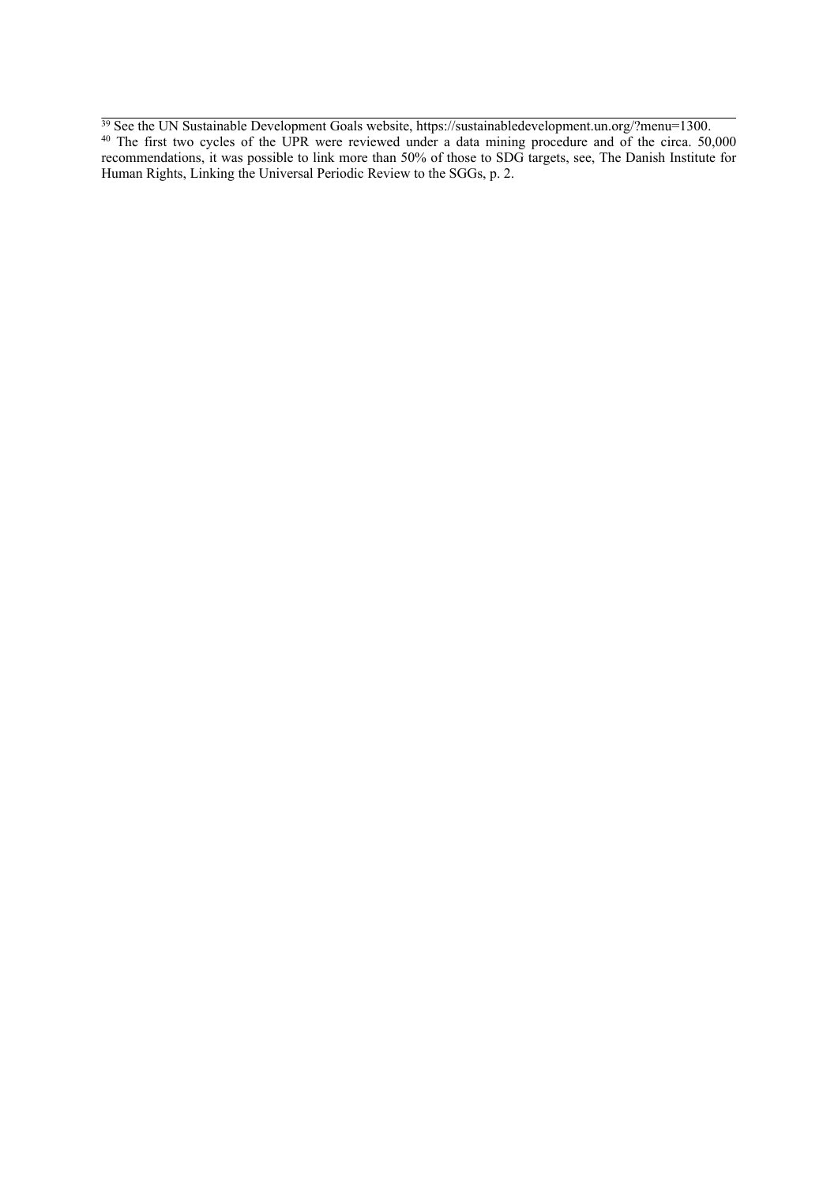[39] See the UN Sustainable Development Goals website, https://sustainabledevelopment.un.org/?menu=1300.

[40] The first two cycles of the UPR were reviewed under a data mining procedure and of the circa. 50,000 recommendations, it was possible to link more than 50% of those to SDG targets, see, The Danish Institute for Human Rights, Linking the Universal Periodic Review to the SGGs, p. 2.